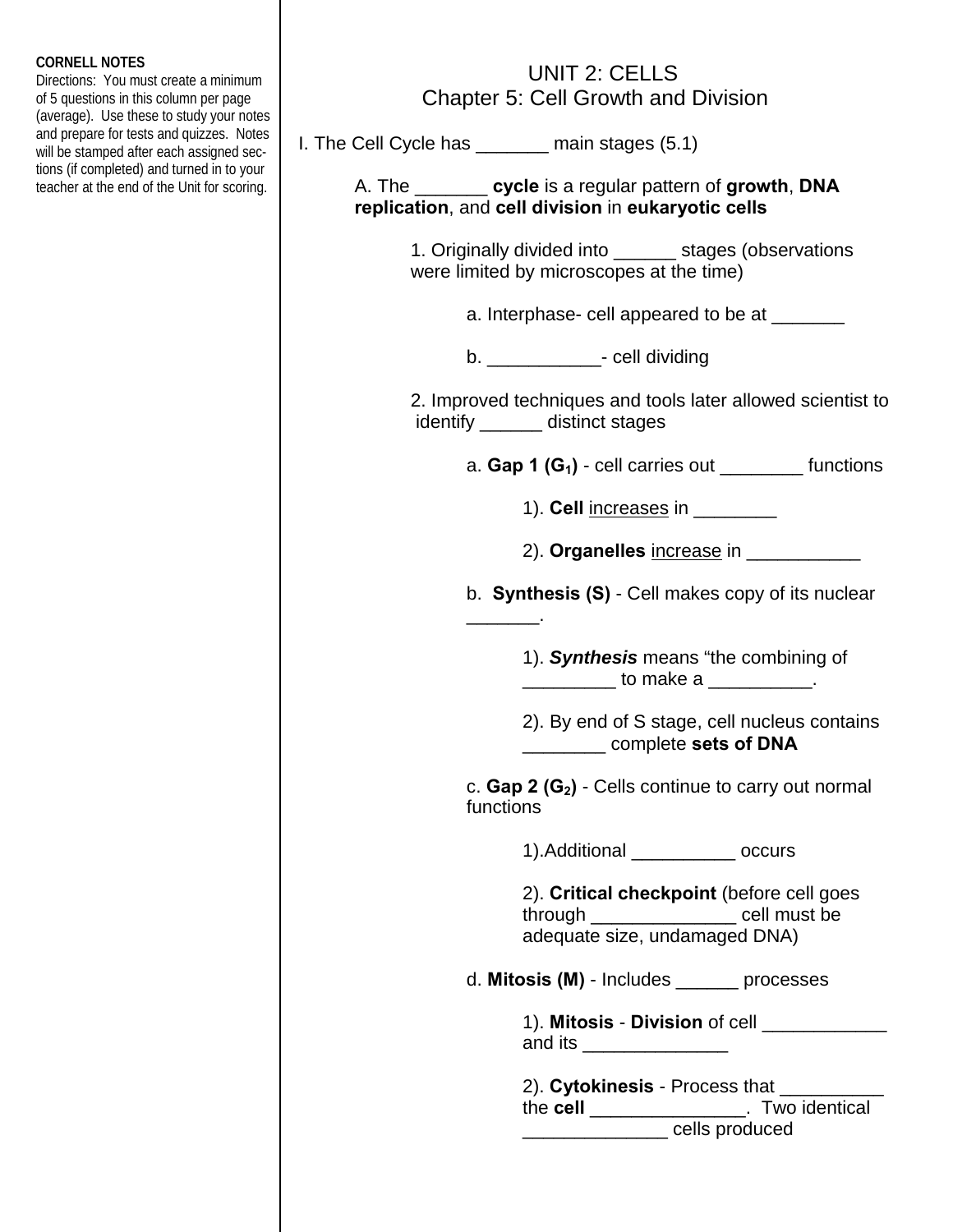**CORNELL NOTES**
Directions: You must create a minimum of 5 questions in this column per page (average). Use these to study your notes and prepare for tests and quizzes. Notes will be stamped after each assigned sections (if completed) and turned in to your teacher at the end of the Unit for scoring.

# UNIT 2: CELLS
## Chapter 5: Cell Growth and Division

I. The Cell Cycle has _______ main stages (5.1)

A. The _______ **cycle** is a regular pattern of **growth**, **DNA replication**, and **cell division** in **eukaryotic cells**

1. Originally divided into ______ stages (observations were limited by microscopes at the time)

   a. Interphase- cell appeared to be at _______

   b. ___________- cell dividing

2. Improved techniques and tools later allowed scientist to identify ______ distinct stages

   a. **Gap 1 ($G_1$)** - cell carries out ________ functions

      1). **Cell** increases in ________

      2). **Organelles** increase in ___________

   b. **Synthesis (S)** - Cell makes copy of its nuclear _______.

      1). ***Synthesis*** means "the combining of _________ to make a __________.

      2). By end of S stage, cell nucleus contains ________ complete **sets of DNA**

   c. **Gap 2 ($G_2$)** - Cells continue to carry out normal functions

      1).Additional __________ occurs

      2). **Critical checkpoint** (before cell goes through ______________ cell must be adequate size, undamaged DNA)

   d. **Mitosis (M)** - Includes ______ processes

      1). **Mitosis** - **Division** of cell ____________ and its ______________

      2). **Cytokinesis** - Process that __________ the **cell** _______________. Two identical ______________ cells produced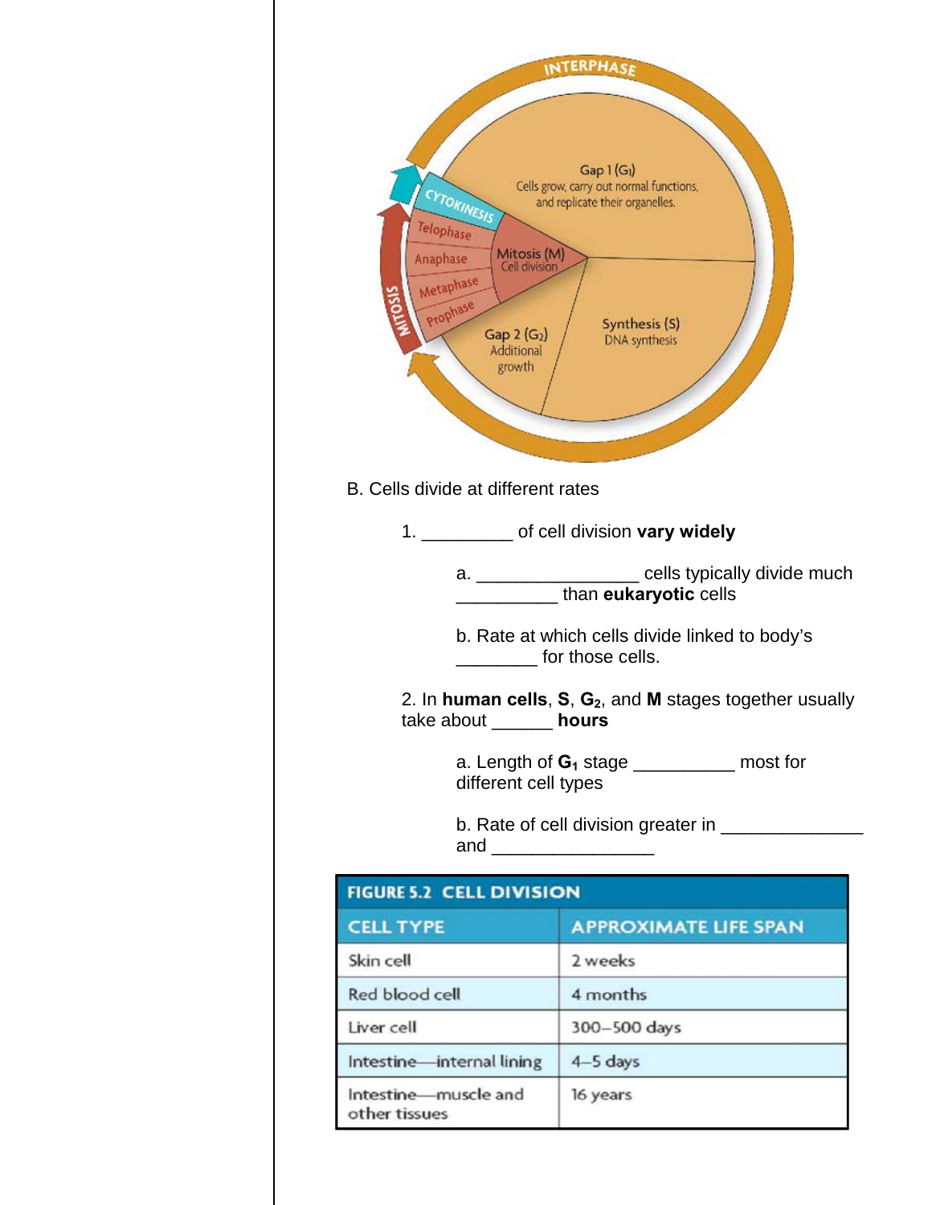B. Cells divide at different rates

1. _________ of cell division **vary widely**

   a. ________________ cells typically divide much __________ than **eukaryotic** cells

   b. Rate at which cells divide linked to body's ________ for those cells.

2. In **human cells**, **S**, **$G_2$**, and **M** stages together usually take about ______ **hours**

   a. Length of **$G_1$** stage __________ most for different cell types

   b. Rate of cell division greater in ______________ and ________________

| FIGURE 5.2 CELL DIVISION | |
|---|---|
| **CELL TYPE** | **APPROXIMATE LIFE SPAN** |
| Skin cell | 2 weeks |
| Red blood cell | 4 months |
| Liver cell | 300–500 days |
| Intestine—internal lining | 4–5 days |
| Intestine—muscle and other tissues | 16 years |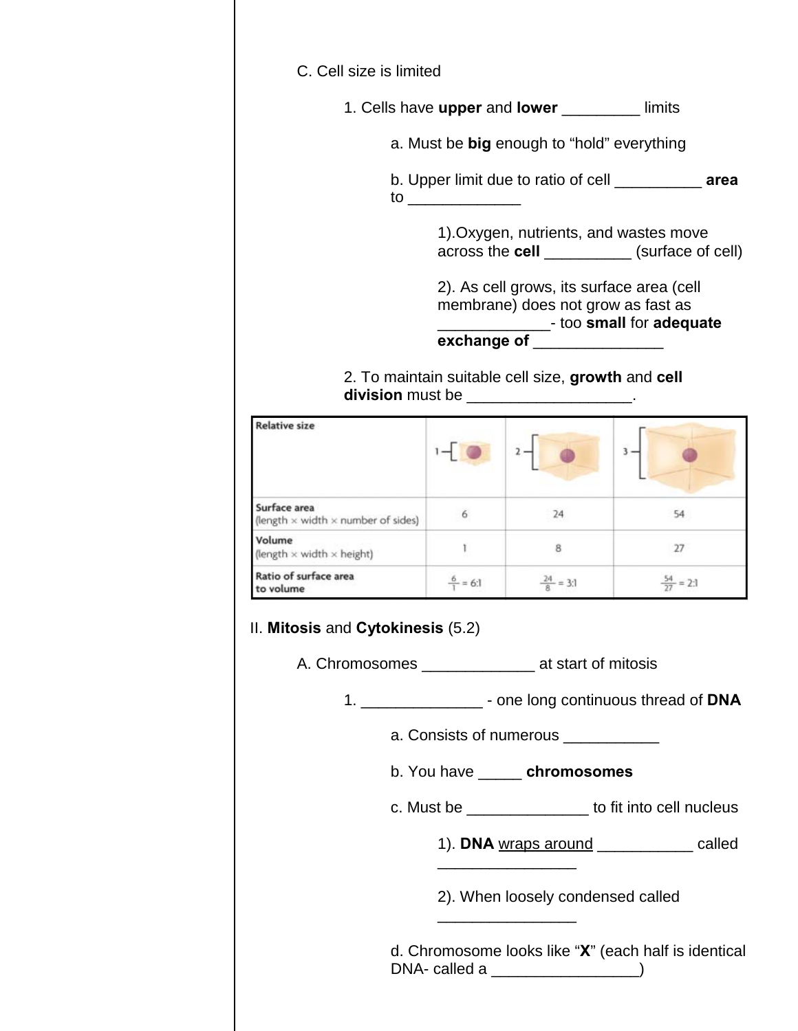C. Cell size is limited

1. Cells have **upper** and **lower** _________ limits

   a. Must be **big** enough to "hold" everything

   b. Upper limit due to ratio of cell __________ **area** to _____________

      1).Oxygen, nutrients, and wastes move across the **cell** __________ (surface of cell)

      2). As cell grows, its surface area (cell membrane) does not grow as fast as _____________- too **small** for **adequate exchange of** _______________

2. To maintain suitable cell size, **growth** and **cell division** must be ___________________.

| Relative size | 1 | 2 | 3 |
|---|---|---|---|
| Surface area (length × width × number of sides) | 6 | 24 | 54 |
| Volume (length × width × height) | 1 | 8 | 27 |
| Ratio of surface area to volume | $\frac{6}{1} = 6:1$ | $\frac{24}{8} = 3:1$ | $\frac{54}{27} = 2:1$ |

II. **Mitosis** and **Cytokinesis** (5.2)

A. Chromosomes _____________ at start of mitosis

1. ______________ - one long continuous thread of **DNA**

   a. Consists of numerous ___________

   b. You have _____ **chromosomes**

   c. Must be ______________ to fit into cell nucleus

      1). **DNA** wraps around ___________ called ________________

      2). When loosely condensed called ________________

   d. Chromosome looks like "**X**" (each half is identical DNA- called a _________________)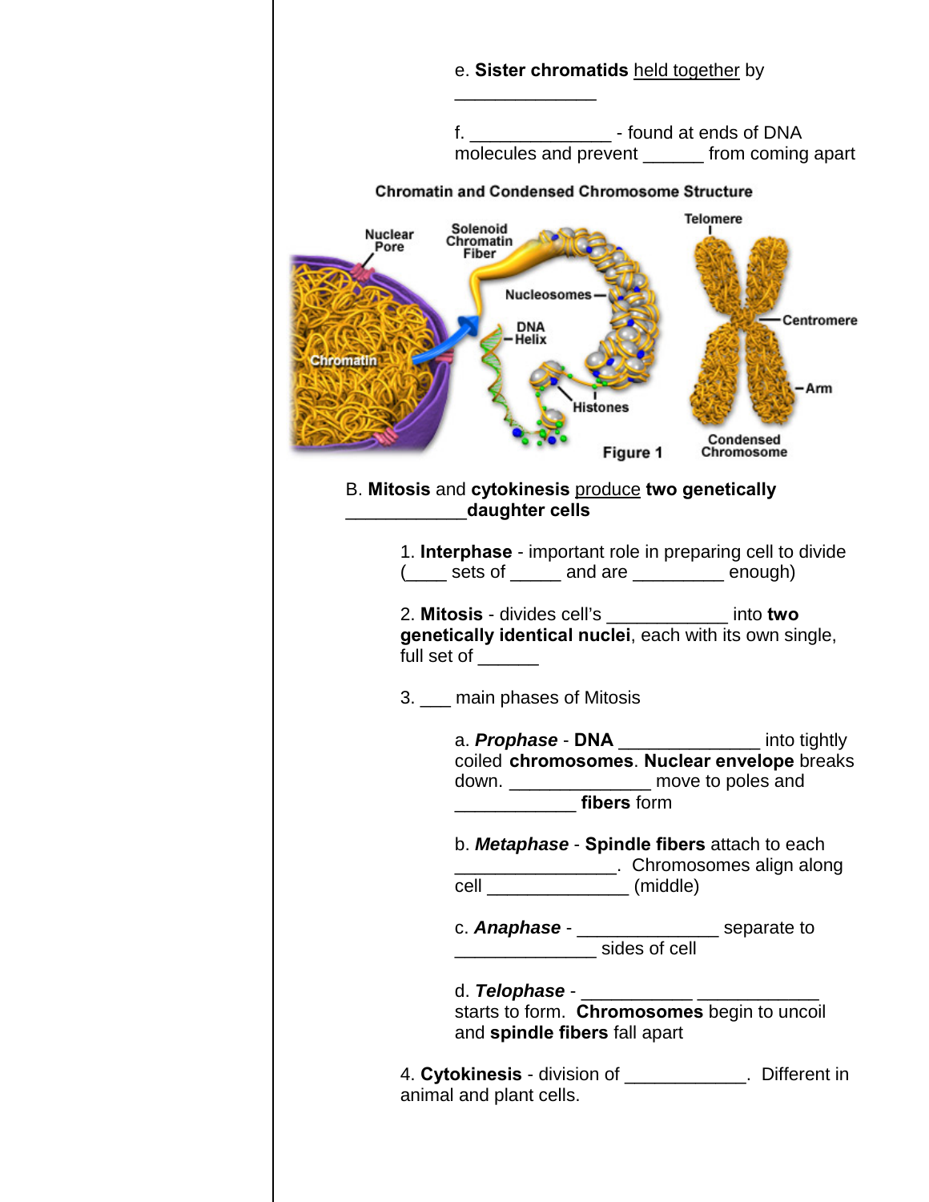e. **Sister chromatids** held together by \_\_\_\_\_\_\_\_\_\_\_\_\_\_

f. \_\_\_\_\_\_\_\_\_\_\_\_\_\_ - found at ends of DNA molecules and prevent \_\_\_\_\_\_ from coming apart

**Chromatin and Condensed Chromosome Structure**

Nuclear Pore, Solenoid Chromatin Fiber, Chromatin, Nucleosomes, DNA Helix, Histones, Telomere, Centromere, Arm, Condensed Chromosome

**Figure 1**

B. **Mitosis** and **cytokinesis** produce **two genetically \_\_\_\_\_\_\_\_\_\_\_\_daughter cells**

1. **Interphase** - important role in preparing cell to divide (\_\_\_\_ sets of \_\_\_\_\_ and are \_\_\_\_\_\_\_\_\_ enough)

2. **Mitosis** - divides cell's \_\_\_\_\_\_\_\_\_\_\_\_ into **two genetically identical nuclei**, each with its own single, full set of \_\_\_\_\_\_

3. \_\_\_ main phases of Mitosis

   a. ***Prophase*** - **DNA** \_\_\_\_\_\_\_\_\_\_\_\_\_\_ into tightly coiled **chromosomes**. **Nuclear envelope** breaks down. \_\_\_\_\_\_\_\_\_\_\_\_\_\_ move to poles and \_\_\_\_\_\_\_\_\_\_\_\_ **fibers** form

   b. ***Metaphase*** - **Spindle fibers** attach to each \_\_\_\_\_\_\_\_\_\_\_\_\_\_\_\_. Chromosomes align along cell \_\_\_\_\_\_\_\_\_\_\_\_\_\_ (middle)

   c. ***Anaphase*** - \_\_\_\_\_\_\_\_\_\_\_\_\_\_ separate to \_\_\_\_\_\_\_\_\_\_\_\_\_\_ sides of cell

   d. ***Telophase*** - \_\_\_\_\_\_\_\_\_\_\_ \_\_\_\_\_\_\_\_\_\_\_\_ starts to form. **Chromosomes** begin to uncoil and **spindle fibers** fall apart

4. **Cytokinesis** - division of \_\_\_\_\_\_\_\_\_\_\_\_. Different in animal and plant cells.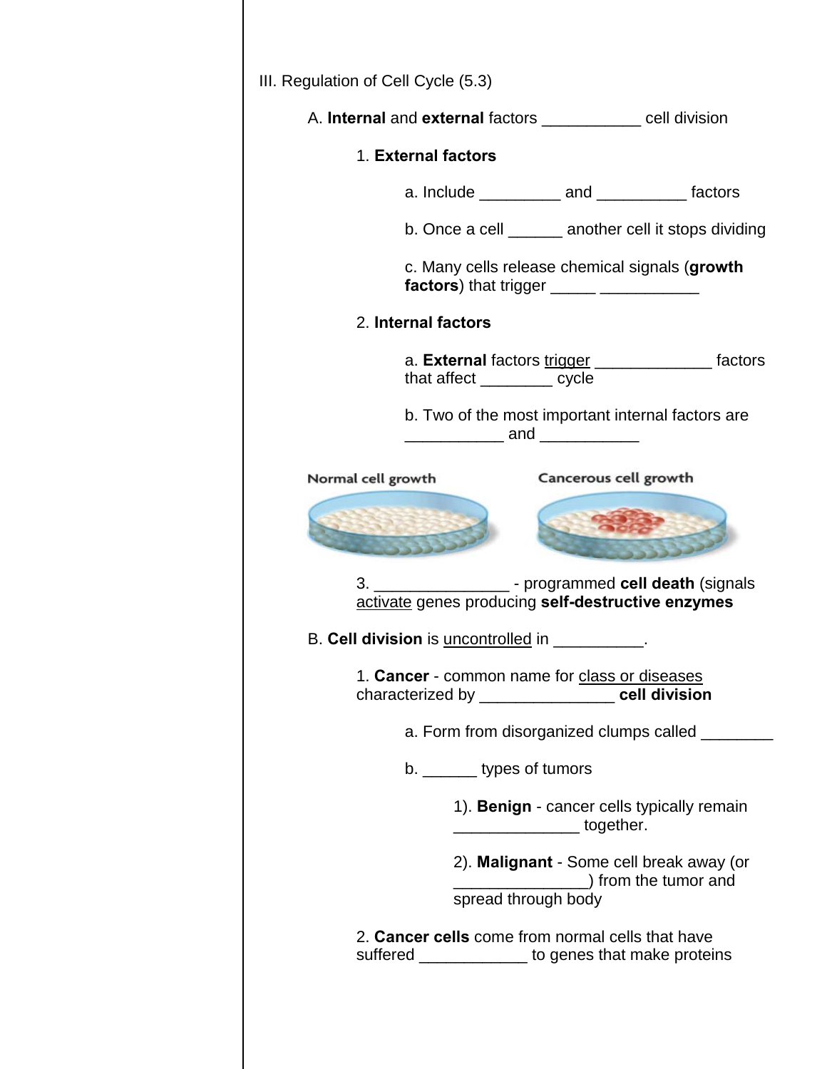III. Regulation of Cell Cycle (5.3)

A. **Internal** and **external** factors ___________ cell division

1. **External factors**

a. Include _________ and __________ factors

b. Once a cell ______ another cell it stops dividing

c. Many cells release chemical signals (**growth factors**) that trigger _____ ___________

2. **Internal factors**

a. **External** factors trigger _____________ factors that affect ________ cycle

b. Two of the most important internal factors are ___________ and ___________

Normal cell growth

Cancerous cell growth

3. _______________ - programmed **cell death** (signals activate genes producing **self-destructive enzymes**

B. **Cell division** is uncontrolled in __________.

1. **Cancer** - common name for class or diseases characterized by _______________ **cell division**

a. Form from disorganized clumps called ________

b. ______ types of tumors

1). **Benign** - cancer cells typically remain ______________ together.

2). **Malignant** - Some cell break away (or _______________) from the tumor and spread through body

2. **Cancer cells** come from normal cells that have suffered ____________ to genes that make proteins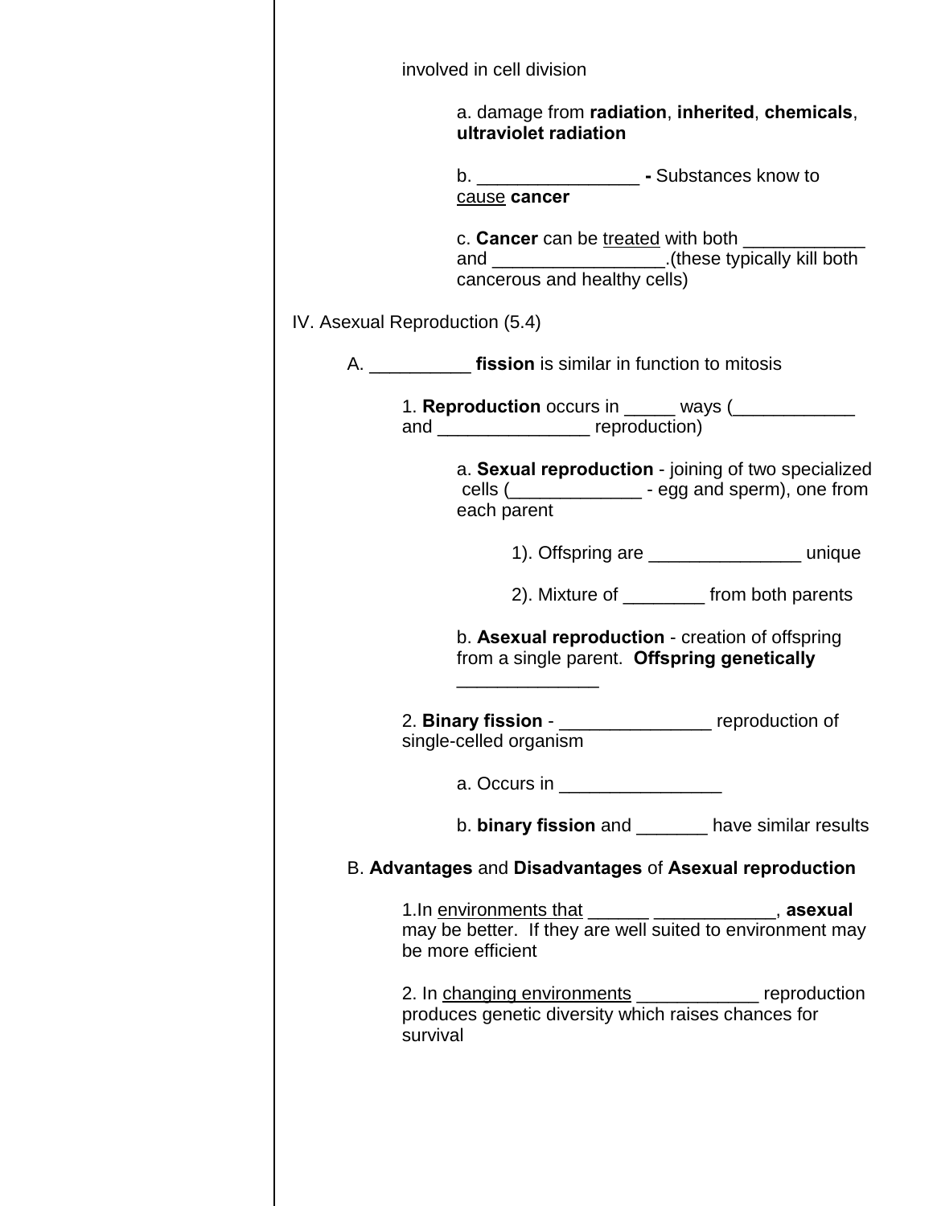involved in cell division

a. damage from **radiation**, **inherited**, **chemicals**, **ultraviolet radiation**

b. ________________ **-** Substances know to <u>cause</u> **cancer**

c. **Cancer** can be <u>treated</u> with both ____________ and _________________.(these typically kill both cancerous and healthy cells)

IV. Asexual Reproduction (5.4)

A. __________ **fission** is similar in function to mitosis

1. **Reproduction** occurs in _____ ways (____________ and _______________ reproduction)

   a. **Sexual reproduction** - joining of two specialized cells (_____________ - egg and sperm), one from each parent

      1). Offspring are _______________ unique

      2). Mixture of ________ from both parents

   b. **Asexual reproduction** - creation of offspring from a single parent. **Offspring genetically** ______________

2. **Binary fission** - _______________ reproduction of single-celled organism

   a. Occurs in ________________

   b. **binary fission** and _______ have similar results

B. **Advantages** and **Disadvantages** of **Asexual reproduction**

1.In <u>environments that</u> ______ ____________, **asexual** may be better. If they are well suited to environment may be more efficient

2. In <u>changing environments</u> ____________ reproduction produces genetic diversity which raises chances for survival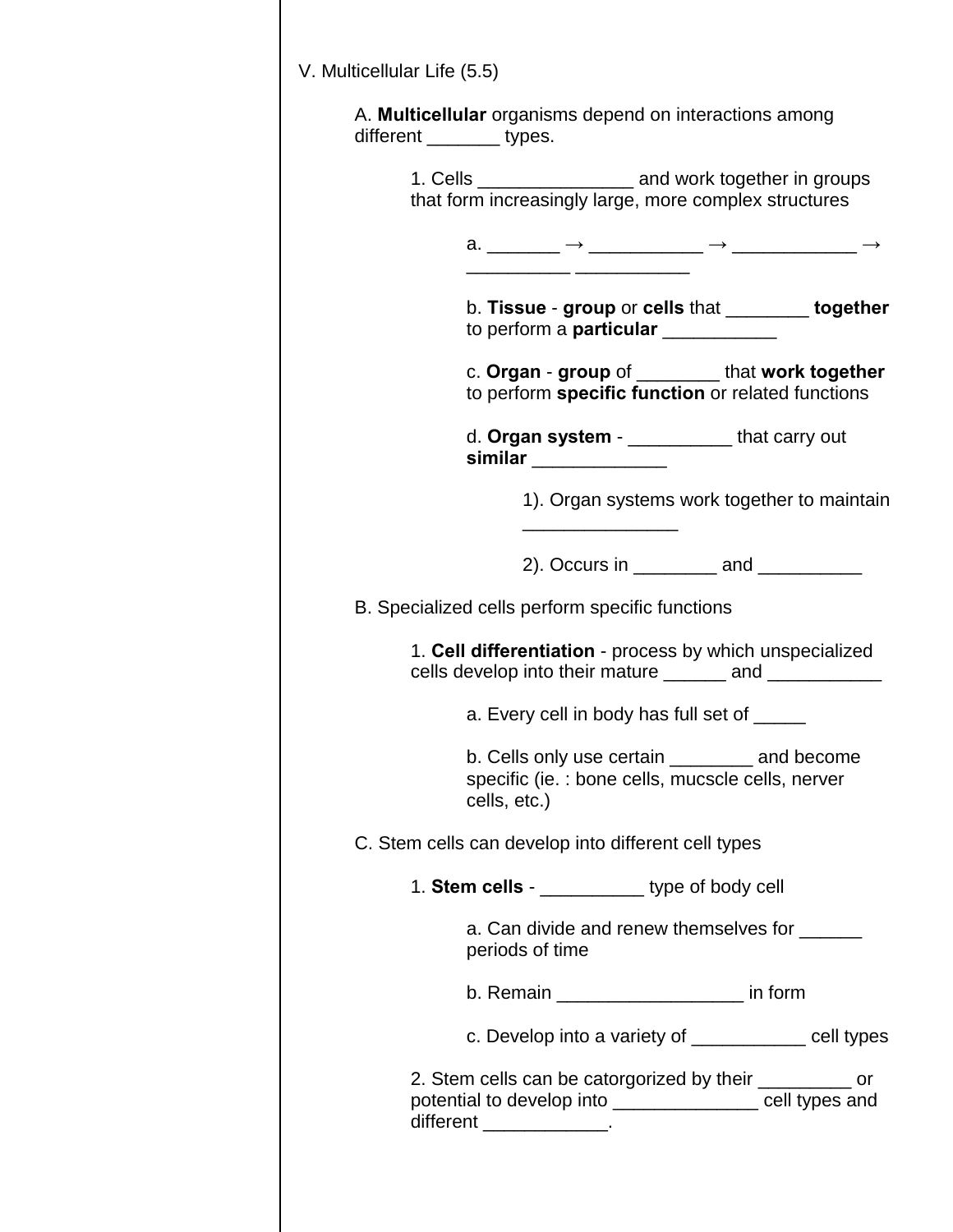V. Multicellular Life (5.5)

A. **Multicellular** organisms depend on interactions among different _______ types.

1. Cells _______________ and work together in groups that form increasingly large, more complex structures

a. _______ → ___________ → ____________ → __________ ___________

b. **Tissue** - **group** or **cells** that ________ **together** to perform a **particular** ___________

c. **Organ** - **group** of ________ that **work together** to perform **specific function** or related functions

d. **Organ system** - __________ that carry out **similar** _____________

1). Organ systems work together to maintain _______________

2). Occurs in ________ and __________

B. Specialized cells perform specific functions

1. **Cell differentiation** - process by which unspecialized cells develop into their mature ______ and ___________

a. Every cell in body has full set of _____

b. Cells only use certain ________ and become specific (ie. : bone cells, mucscle cells, nerver cells, etc.)

C. Stem cells can develop into different cell types

1. **Stem cells** - __________ type of body cell

a. Can divide and renew themselves for ______ periods of time

b. Remain __________________ in form

c. Develop into a variety of ___________ cell types

2. Stem cells can be catorgorized by their _________ or potential to develop into ______________ cell types and different ____________.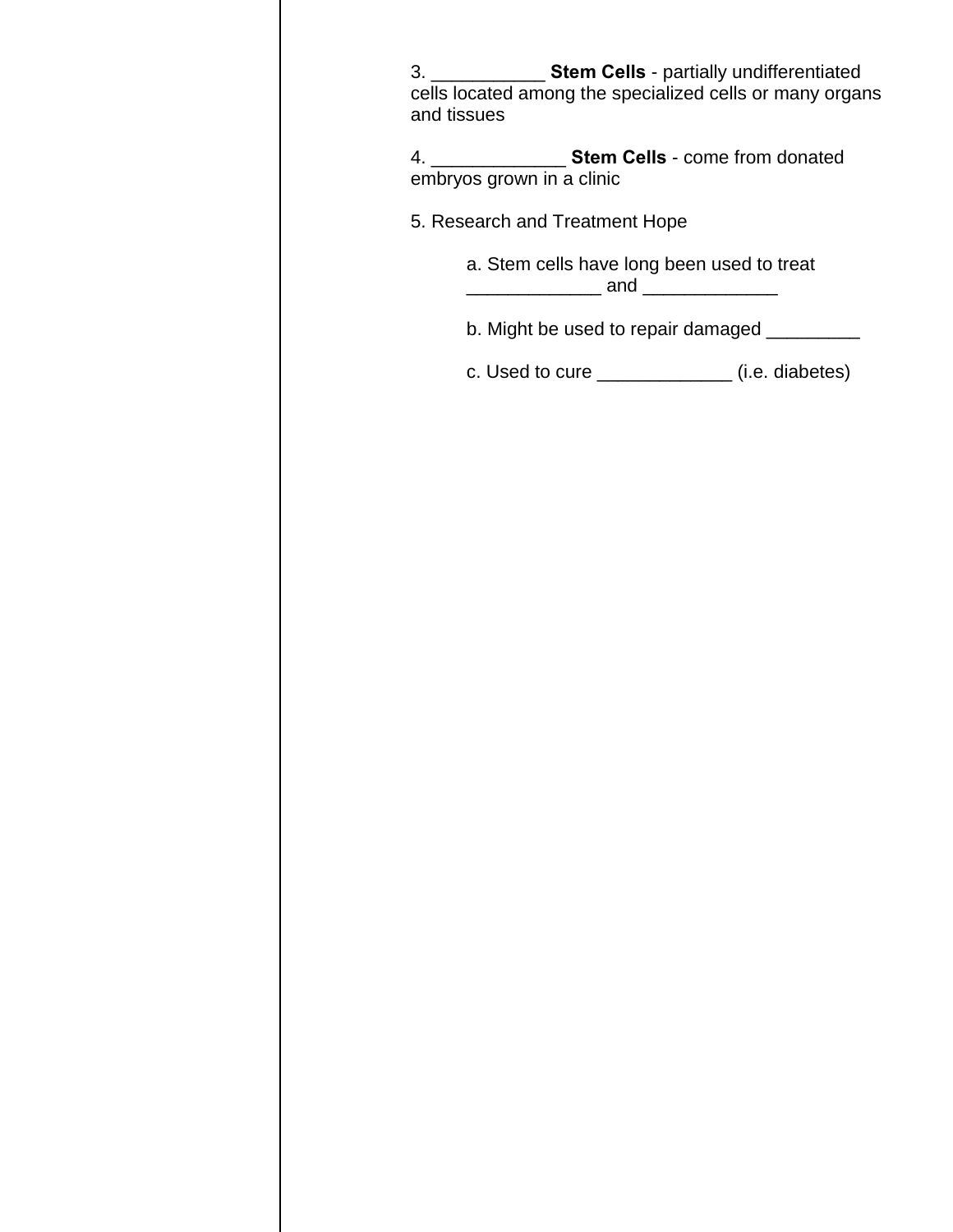3. ___________ **Stem Cells** - partially undifferentiated cells located among the specialized cells or many organs and tissues

4. _____________ **Stem Cells** - come from donated embryos grown in a clinic

5. Research and Treatment Hope

   a. Stem cells have long been used to treat _____________ and _____________

   b. Might be used to repair damaged _________

   c. Used to cure _____________ (i.e. diabetes)